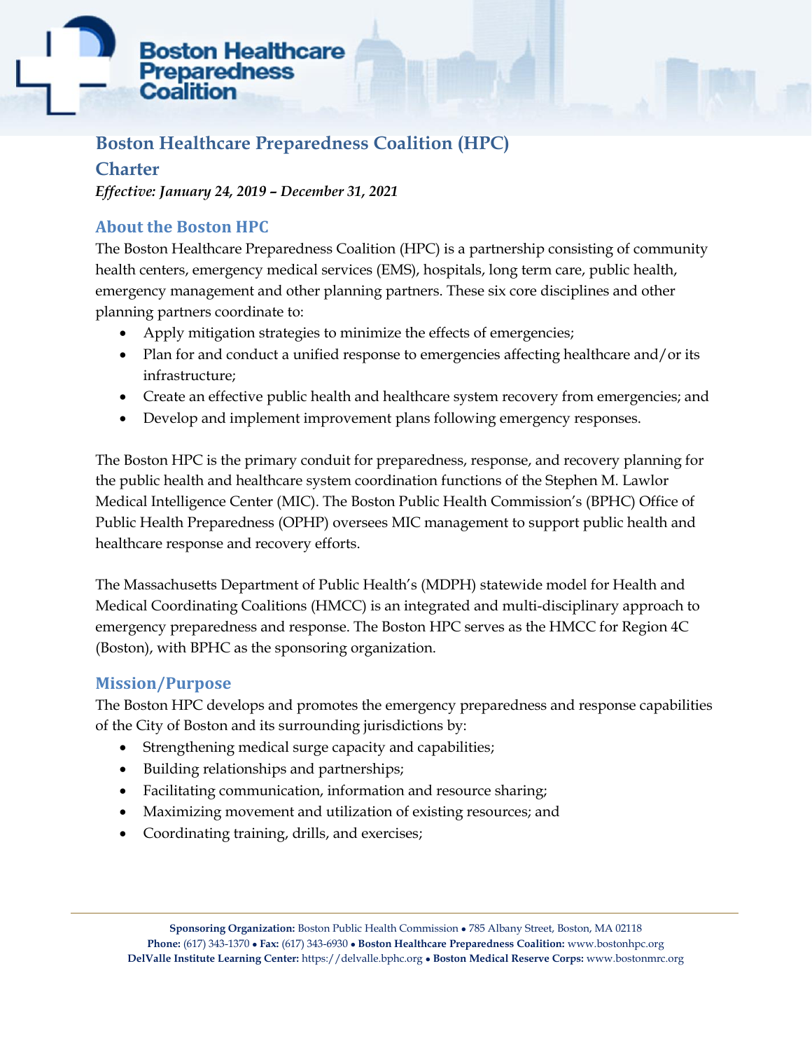# Boston Healthcare Preparedness Coalition (HPC) Charter

***Effective: January 24, 2019 – December 31, 2021***

## About the Boston HPC

The Boston Healthcare Preparedness Coalition (HPC) is a partnership consisting of community health centers, emergency medical services (EMS), hospitals, long term care, public health, emergency management and other planning partners. These six core disciplines and other planning partners coordinate to:

- Apply mitigation strategies to minimize the effects of emergencies;
- Plan for and conduct a unified response to emergencies affecting healthcare and/or its infrastructure;
- Create an effective public health and healthcare system recovery from emergencies; and
- Develop and implement improvement plans following emergency responses.

The Boston HPC is the primary conduit for preparedness, response, and recovery planning for the public health and healthcare system coordination functions of the Stephen M. Lawlor Medical Intelligence Center (MIC). The Boston Public Health Commission's (BPHC) Office of Public Health Preparedness (OPHP) oversees MIC management to support public health and healthcare response and recovery efforts.

The Massachusetts Department of Public Health's (MDPH) statewide model for Health and Medical Coordinating Coalitions (HMCC) is an integrated and multi-disciplinary approach to emergency preparedness and response. The Boston HPC serves as the HMCC for Region 4C (Boston), with BPHC as the sponsoring organization.

## Mission/Purpose

The Boston HPC develops and promotes the emergency preparedness and response capabilities of the City of Boston and its surrounding jurisdictions by:

- Strengthening medical surge capacity and capabilities;
- Building relationships and partnerships;
- Facilitating communication, information and resource sharing;
- Maximizing movement and utilization of existing resources; and
- Coordinating training, drills, and exercises;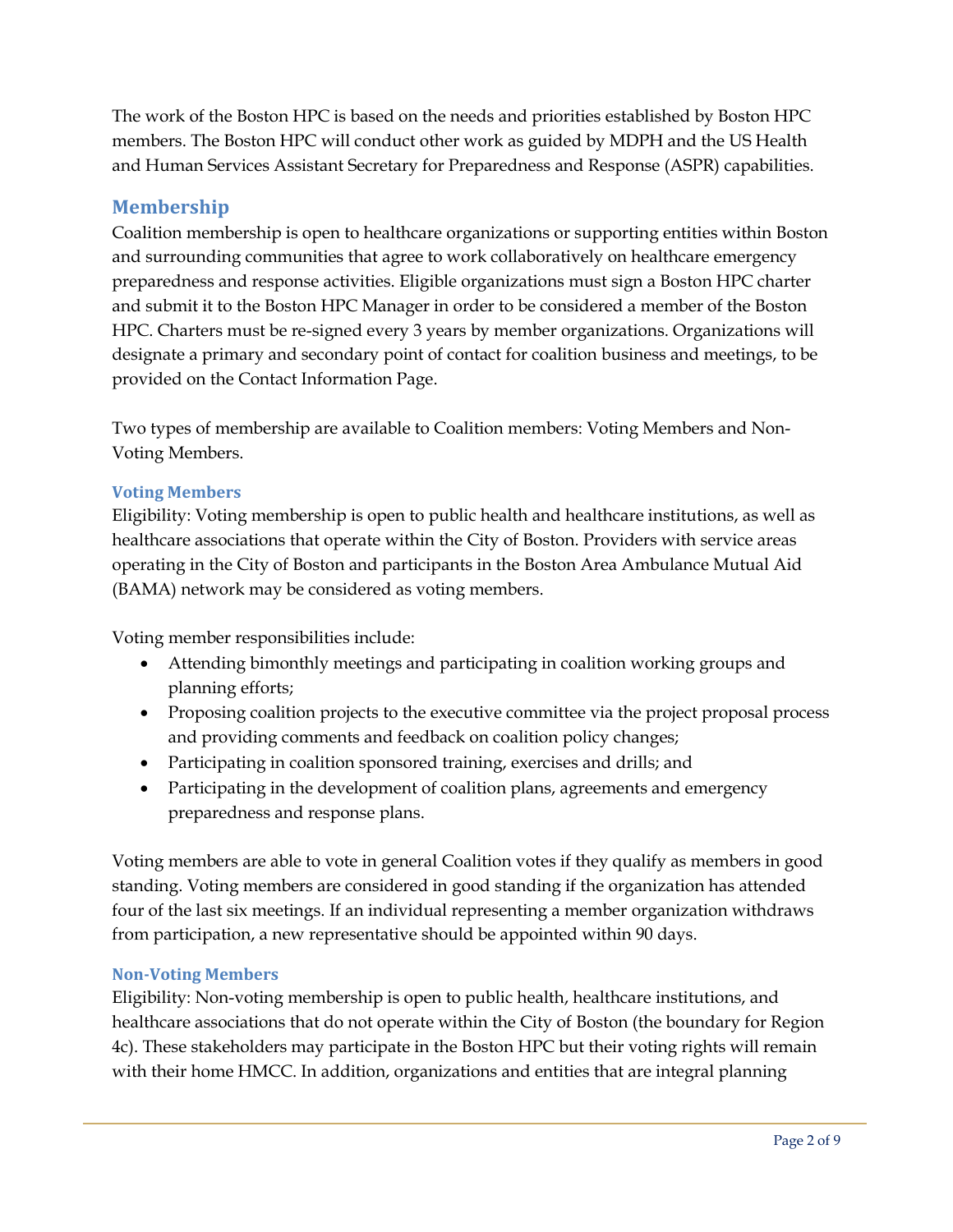The work of the Boston HPC is based on the needs and priorities established by Boston HPC members. The Boston HPC will conduct other work as guided by MDPH and the US Health and Human Services Assistant Secretary for Preparedness and Response (ASPR) capabilities.

## Membership

Coalition membership is open to healthcare organizations or supporting entities within Boston and surrounding communities that agree to work collaboratively on healthcare emergency preparedness and response activities. Eligible organizations must sign a Boston HPC charter and submit it to the Boston HPC Manager in order to be considered a member of the Boston HPC. Charters must be re-signed every 3 years by member organizations. Organizations will designate a primary and secondary point of contact for coalition business and meetings, to be provided on the Contact Information Page.

Two types of membership are available to Coalition members: Voting Members and Non-Voting Members.

### Voting Members

Eligibility: Voting membership is open to public health and healthcare institutions, as well as healthcare associations that operate within the City of Boston. Providers with service areas operating in the City of Boston and participants in the Boston Area Ambulance Mutual Aid (BAMA) network may be considered as voting members.

Voting member responsibilities include:

- Attending bimonthly meetings and participating in coalition working groups and planning efforts;
- Proposing coalition projects to the executive committee via the project proposal process and providing comments and feedback on coalition policy changes;
- Participating in coalition sponsored training, exercises and drills; and
- Participating in the development of coalition plans, agreements and emergency preparedness and response plans.

Voting members are able to vote in general Coalition votes if they qualify as members in good standing. Voting members are considered in good standing if the organization has attended four of the last six meetings. If an individual representing a member organization withdraws from participation, a new representative should be appointed within 90 days.

### Non-Voting Members

Eligibility: Non-voting membership is open to public health, healthcare institutions, and healthcare associations that do not operate within the City of Boston (the boundary for Region 4c). These stakeholders may participate in the Boston HPC but their voting rights will remain with their home HMCC. In addition, organizations and entities that are integral planning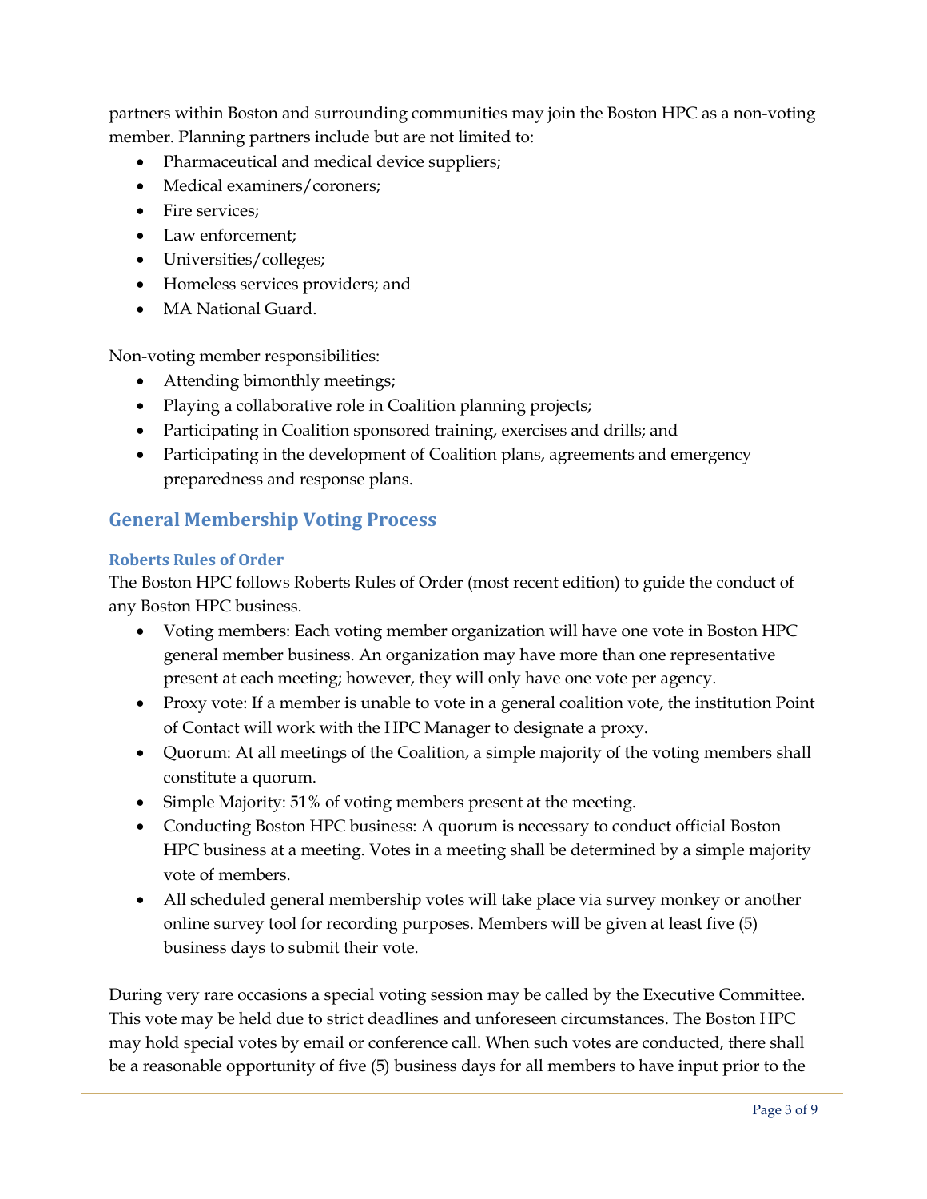partners within Boston and surrounding communities may join the Boston HPC as a non-voting member. Planning partners include but are not limited to:

- Pharmaceutical and medical device suppliers;
- Medical examiners/coroners;
- Fire services;
- Law enforcement;
- Universities/colleges;
- Homeless services providers; and
- MA National Guard.

Non-voting member responsibilities:

- Attending bimonthly meetings;
- Playing a collaborative role in Coalition planning projects;
- Participating in Coalition sponsored training, exercises and drills; and
- Participating in the development of Coalition plans, agreements and emergency preparedness and response plans.

## General Membership Voting Process

### Roberts Rules of Order

The Boston HPC follows Roberts Rules of Order (most recent edition) to guide the conduct of any Boston HPC business.

- Voting members: Each voting member organization will have one vote in Boston HPC general member business. An organization may have more than one representative present at each meeting; however, they will only have one vote per agency.
- Proxy vote: If a member is unable to vote in a general coalition vote, the institution Point of Contact will work with the HPC Manager to designate a proxy.
- Quorum: At all meetings of the Coalition, a simple majority of the voting members shall constitute a quorum.
- Simple Majority: 51% of voting members present at the meeting.
- Conducting Boston HPC business: A quorum is necessary to conduct official Boston HPC business at a meeting. Votes in a meeting shall be determined by a simple majority vote of members.
- All scheduled general membership votes will take place via survey monkey or another online survey tool for recording purposes. Members will be given at least five (5) business days to submit their vote.

During very rare occasions a special voting session may be called by the Executive Committee. This vote may be held due to strict deadlines and unforeseen circumstances. The Boston HPC may hold special votes by email or conference call. When such votes are conducted, there shall be a reasonable opportunity of five (5) business days for all members to have input prior to the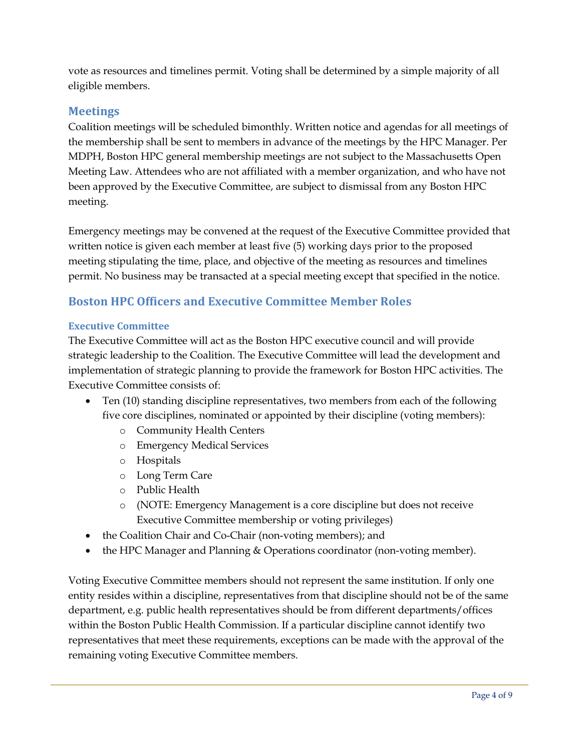vote as resources and timelines permit. Voting shall be determined by a simple majority of all eligible members.

## Meetings

Coalition meetings will be scheduled bimonthly. Written notice and agendas for all meetings of the membership shall be sent to members in advance of the meetings by the HPC Manager. Per MDPH, Boston HPC general membership meetings are not subject to the Massachusetts Open Meeting Law. Attendees who are not affiliated with a member organization, and who have not been approved by the Executive Committee, are subject to dismissal from any Boston HPC meeting.

Emergency meetings may be convened at the request of the Executive Committee provided that written notice is given each member at least five (5) working days prior to the proposed meeting stipulating the time, place, and objective of the meeting as resources and timelines permit. No business may be transacted at a special meeting except that specified in the notice.

## Boston HPC Officers and Executive Committee Member Roles

### Executive Committee

The Executive Committee will act as the Boston HPC executive council and will provide strategic leadership to the Coalition. The Executive Committee will lead the development and implementation of strategic planning to provide the framework for Boston HPC activities. The Executive Committee consists of:

- Ten (10) standing discipline representatives, two members from each of the following five core disciplines, nominated or appointed by their discipline (voting members):
  - Community Health Centers
  - Emergency Medical Services
  - Hospitals
  - Long Term Care
  - Public Health
  - (NOTE: Emergency Management is a core discipline but does not receive Executive Committee membership or voting privileges)
- the Coalition Chair and Co-Chair (non-voting members); and
- the HPC Manager and Planning & Operations coordinator (non-voting member).

Voting Executive Committee members should not represent the same institution. If only one entity resides within a discipline, representatives from that discipline should not be of the same department, e.g. public health representatives should be from different departments/offices within the Boston Public Health Commission. If a particular discipline cannot identify two representatives that meet these requirements, exceptions can be made with the approval of the remaining voting Executive Committee members.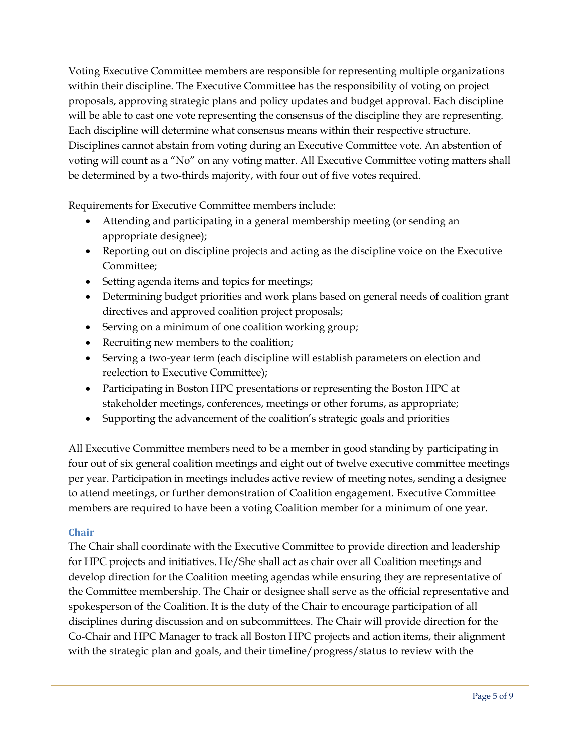Voting Executive Committee members are responsible for representing multiple organizations within their discipline. The Executive Committee has the responsibility of voting on project proposals, approving strategic plans and policy updates and budget approval. Each discipline will be able to cast one vote representing the consensus of the discipline they are representing. Each discipline will determine what consensus means within their respective structure. Disciplines cannot abstain from voting during an Executive Committee vote. An abstention of voting will count as a "No" on any voting matter. All Executive Committee voting matters shall be determined by a two-thirds majority, with four out of five votes required.

Requirements for Executive Committee members include:

- Attending and participating in a general membership meeting (or sending an appropriate designee);
- Reporting out on discipline projects and acting as the discipline voice on the Executive Committee;
- Setting agenda items and topics for meetings;
- Determining budget priorities and work plans based on general needs of coalition grant directives and approved coalition project proposals;
- Serving on a minimum of one coalition working group;
- Recruiting new members to the coalition;
- Serving a two-year term (each discipline will establish parameters on election and reelection to Executive Committee);
- Participating in Boston HPC presentations or representing the Boston HPC at stakeholder meetings, conferences, meetings or other forums, as appropriate;
- Supporting the advancement of the coalition's strategic goals and priorities

All Executive Committee members need to be a member in good standing by participating in four out of six general coalition meetings and eight out of twelve executive committee meetings per year. Participation in meetings includes active review of meeting notes, sending a designee to attend meetings, or further demonstration of Coalition engagement. Executive Committee members are required to have been a voting Coalition member for a minimum of one year.

### Chair

The Chair shall coordinate with the Executive Committee to provide direction and leadership for HPC projects and initiatives. He/She shall act as chair over all Coalition meetings and develop direction for the Coalition meeting agendas while ensuring they are representative of the Committee membership. The Chair or designee shall serve as the official representative and spokesperson of the Coalition. It is the duty of the Chair to encourage participation of all disciplines during discussion and on subcommittees. The Chair will provide direction for the Co-Chair and HPC Manager to track all Boston HPC projects and action items, their alignment with the strategic plan and goals, and their timeline/progress/status to review with the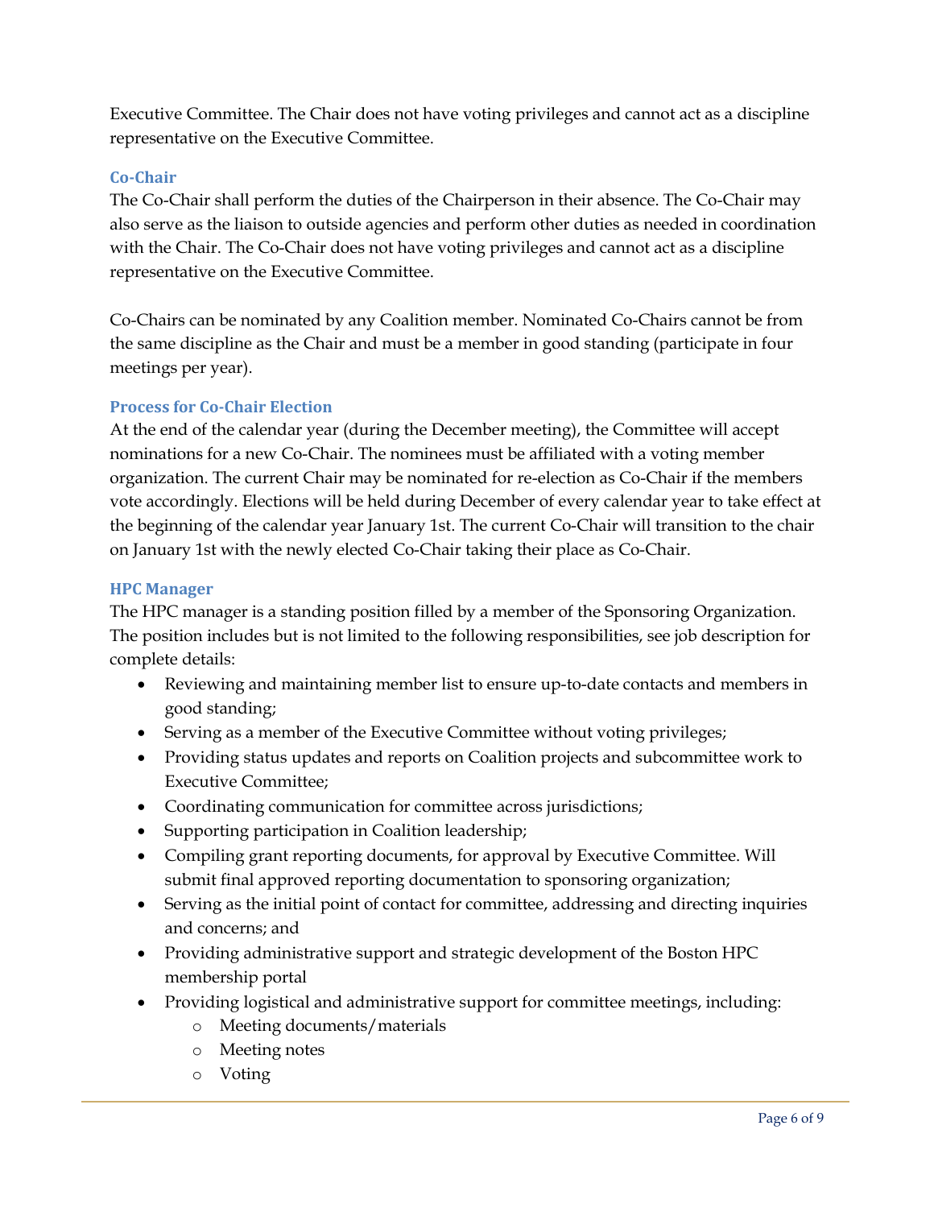Executive Committee. The Chair does not have voting privileges and cannot act as a discipline representative on the Executive Committee.

### Co-Chair

The Co-Chair shall perform the duties of the Chairperson in their absence. The Co-Chair may also serve as the liaison to outside agencies and perform other duties as needed in coordination with the Chair. The Co-Chair does not have voting privileges and cannot act as a discipline representative on the Executive Committee.

Co-Chairs can be nominated by any Coalition member. Nominated Co-Chairs cannot be from the same discipline as the Chair and must be a member in good standing (participate in four meetings per year).

### Process for Co-Chair Election

At the end of the calendar year (during the December meeting), the Committee will accept nominations for a new Co-Chair. The nominees must be affiliated with a voting member organization. The current Chair may be nominated for re-election as Co-Chair if the members vote accordingly. Elections will be held during December of every calendar year to take effect at the beginning of the calendar year January 1st. The current Co-Chair will transition to the chair on January 1st with the newly elected Co-Chair taking their place as Co-Chair.

### HPC Manager

The HPC manager is a standing position filled by a member of the Sponsoring Organization. The position includes but is not limited to the following responsibilities, see job description for complete details:

- Reviewing and maintaining member list to ensure up-to-date contacts and members in good standing;
- Serving as a member of the Executive Committee without voting privileges;
- Providing status updates and reports on Coalition projects and subcommittee work to Executive Committee;
- Coordinating communication for committee across jurisdictions;
- Supporting participation in Coalition leadership;
- Compiling grant reporting documents, for approval by Executive Committee. Will submit final approved reporting documentation to sponsoring organization;
- Serving as the initial point of contact for committee, addressing and directing inquiries and concerns; and
- Providing administrative support and strategic development of the Boston HPC membership portal
- Providing logistical and administrative support for committee meetings, including:
    - Meeting documents/materials
    - Meeting notes
    - Voting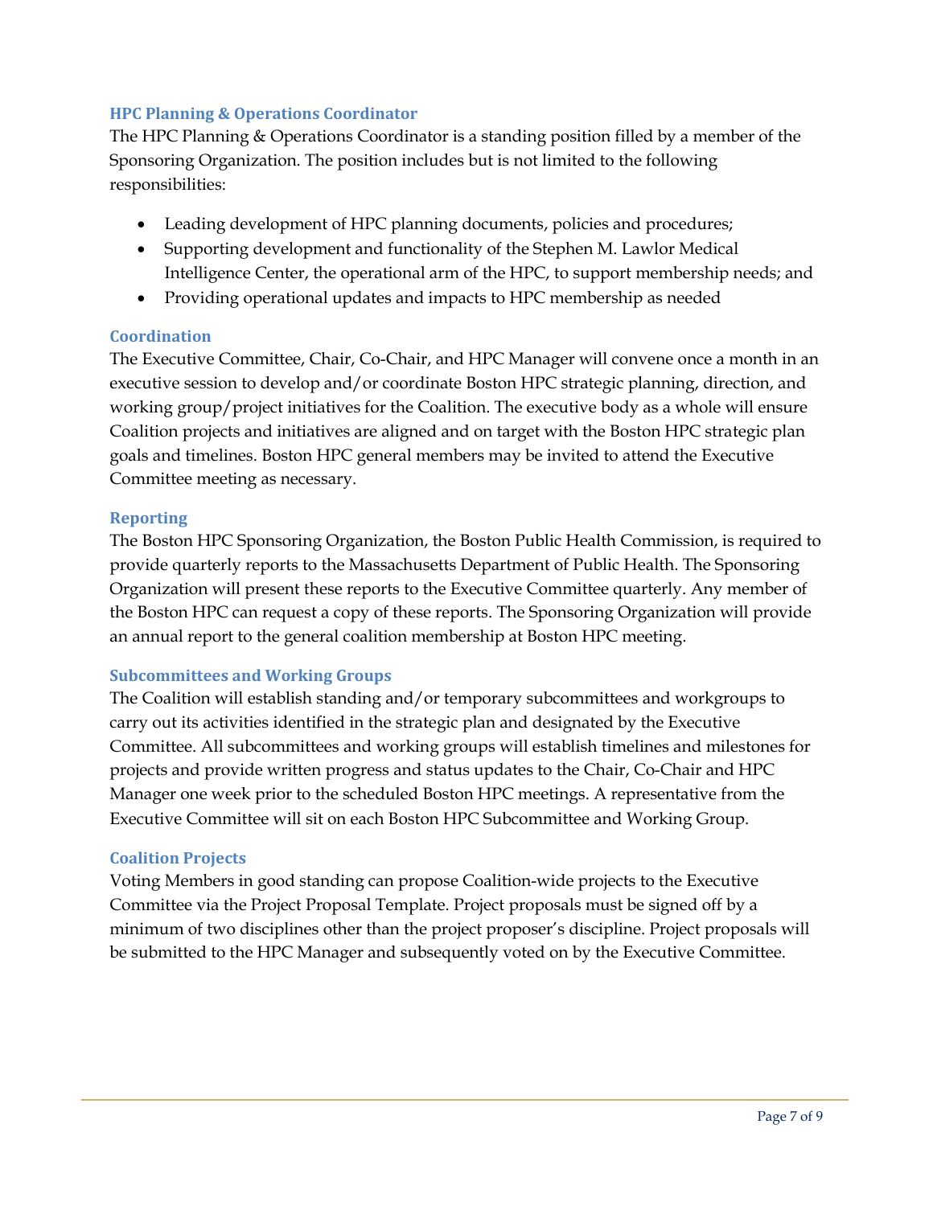### HPC Planning & Operations Coordinator

The HPC Planning & Operations Coordinator is a standing position filled by a member of the Sponsoring Organization. The position includes but is not limited to the following responsibilities:

- Leading development of HPC planning documents, policies and procedures;
- Supporting development and functionality of the Stephen M. Lawlor Medical Intelligence Center, the operational arm of the HPC, to support membership needs; and
- Providing operational updates and impacts to HPC membership as needed

### Coordination

The Executive Committee, Chair, Co-Chair, and HPC Manager will convene once a month in an executive session to develop and/or coordinate Boston HPC strategic planning, direction, and working group/project initiatives for the Coalition. The executive body as a whole will ensure Coalition projects and initiatives are aligned and on target with the Boston HPC strategic plan goals and timelines. Boston HPC general members may be invited to attend the Executive Committee meeting as necessary.

### Reporting

The Boston HPC Sponsoring Organization, the Boston Public Health Commission, is required to provide quarterly reports to the Massachusetts Department of Public Health. The Sponsoring Organization will present these reports to the Executive Committee quarterly. Any member of the Boston HPC can request a copy of these reports. The Sponsoring Organization will provide an annual report to the general coalition membership at Boston HPC meeting.

### Subcommittees and Working Groups

The Coalition will establish standing and/or temporary subcommittees and workgroups to carry out its activities identified in the strategic plan and designated by the Executive Committee. All subcommittees and working groups will establish timelines and milestones for projects and provide written progress and status updates to the Chair, Co-Chair and HPC Manager one week prior to the scheduled Boston HPC meetings. A representative from the Executive Committee will sit on each Boston HPC Subcommittee and Working Group.

### Coalition Projects

Voting Members in good standing can propose Coalition-wide projects to the Executive Committee via the Project Proposal Template. Project proposals must be signed off by a minimum of two disciplines other than the project proposer's discipline. Project proposals will be submitted to the HPC Manager and subsequently voted on by the Executive Committee.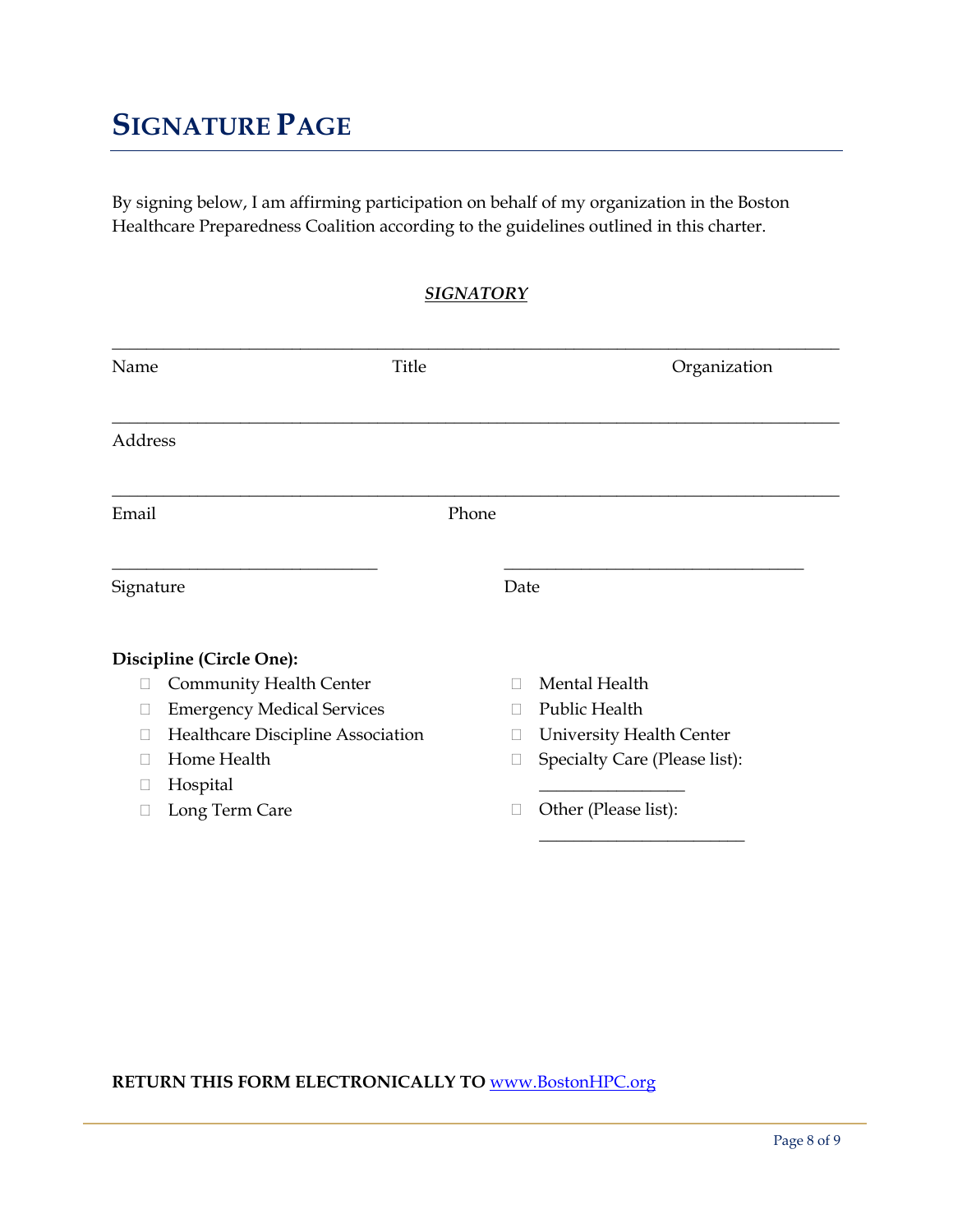# SIGNATURE PAGE

By signing below, I am affirming participation on behalf of my organization in the Boston Healthcare Preparedness Coalition according to the guidelines outlined in this charter.

***SIGNATORY***

______________________________________________________________________________

Name                                        Title                                        Organization

______________________________________________________________________________

Address

______________________________________________________________________________

Email                                        Phone

____________________________                ________________________________

Signature                                        Date

**Discipline (Circle One):**

- ☐ Community Health Center
- ☐ Emergency Medical Services
- ☐ Healthcare Discipline Association
- ☐ Home Health
- ☐ Hospital
- ☐ Long Term Care
- ☐ Mental Health
- ☐ Public Health
- ☐ University Health Center
- ☐ Specialty Care (Please list): ________________
- ☐ Other (Please list): ______________________

**RETURN THIS FORM ELECTRONICALLY TO** [www.BostonHPC.org](http://www.BostonHPC.org)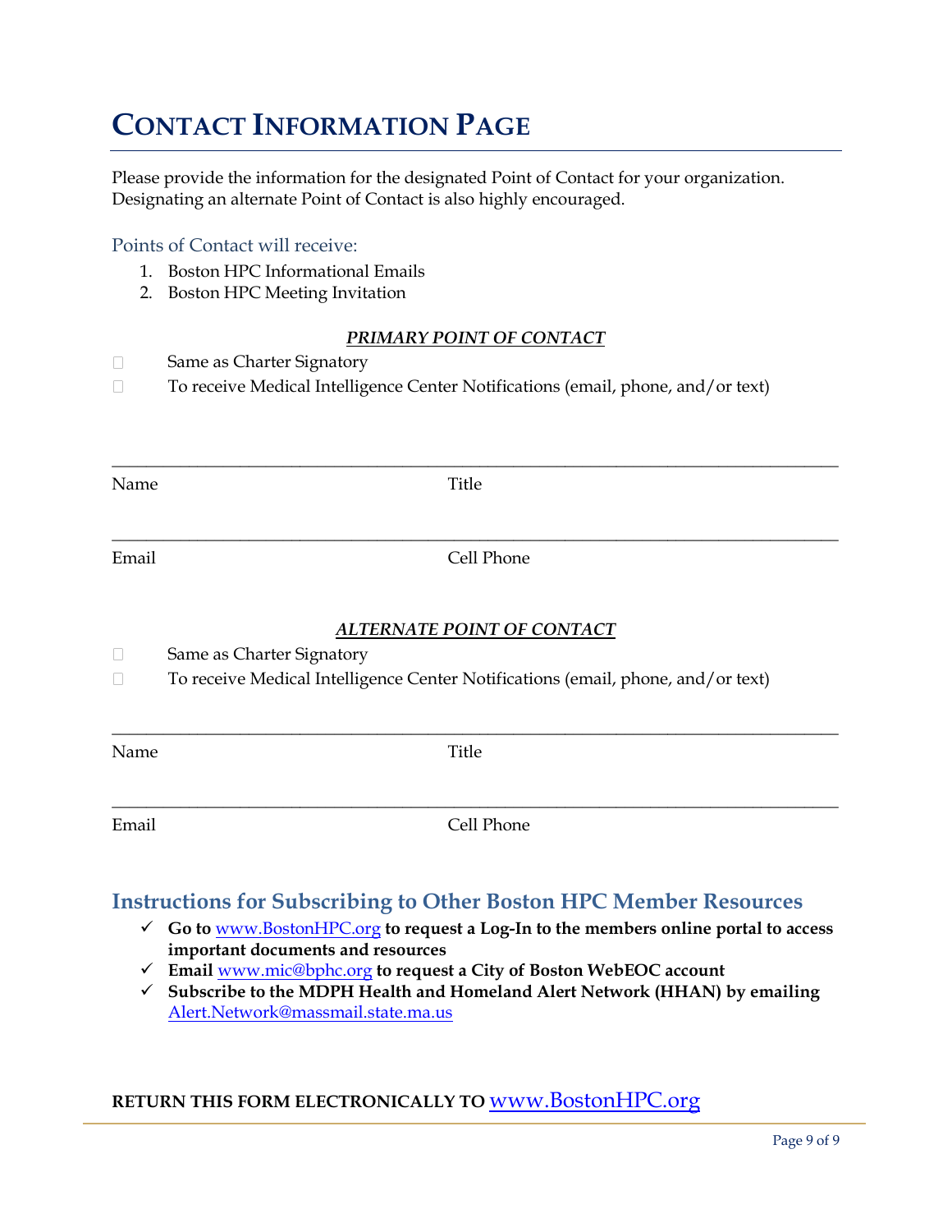# CONTACT INFORMATION PAGE

Please provide the information for the designated Point of Contact for your organization. Designating an alternate Point of Contact is also highly encouraged.

### Points of Contact will receive:

1. Boston HPC Informational Emails
2. Boston HPC Meeting Invitation

***PRIMARY POINT OF CONTACT***

- ☐ Same as Charter Signatory
- ☐ To receive Medical Intelligence Center Notifications (email, phone, and/or text)

______________________________________________________________________________

Name Title

______________________________________________________________________________

Email Cell Phone

***ALTERNATE POINT OF CONTACT***

- ☐ Same as Charter Signatory
- ☐ To receive Medical Intelligence Center Notifications (email, phone, and/or text)

______________________________________________________________________________

Name Title

______________________________________________________________________________

Email Cell Phone

## Instructions for Subscribing to Other Boston HPC Member Resources

- ✓ **Go to** www.BostonHPC.org **to request a Log-In to the members online portal to access important documents and resources**
- ✓ **Email** www.mic@bphc.org **to request a City of Boston WebEOC account**
- ✓ **Subscribe to the MDPH Health and Homeland Alert Network (HHAN) by emailing** Alert.Network@massmail.state.ma.us

**RETURN THIS FORM ELECTRONICALLY TO** www.BostonHPC.org